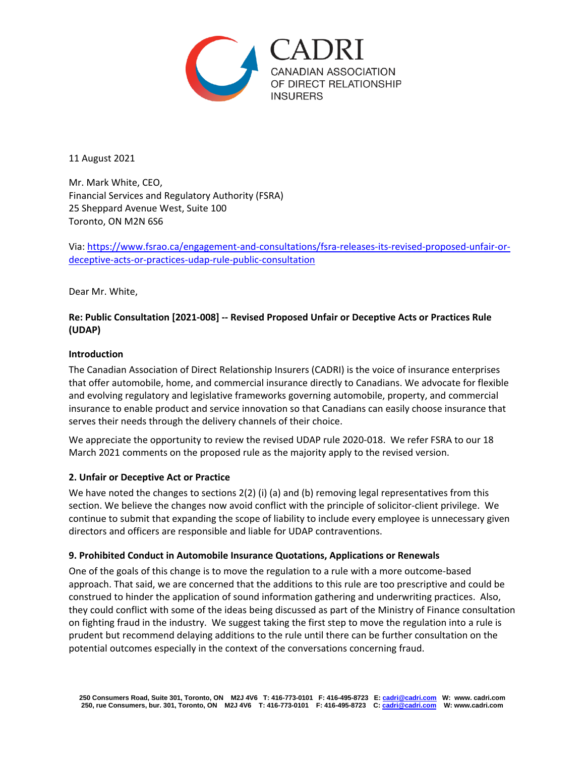CADRI
CANADIAN ASSOCIATION OF DIRECT RELATIONSHIP INSURERS

11 August 2021

Mr. Mark White, CEO,
Financial Services and Regulatory Authority (FSRA)
25 Sheppard Avenue West, Suite 100
Toronto, ON M2N 6S6

Via: [https://www.fsrao.ca/engagement-and-consultations/fsra-releases-its-revised-proposed-unfair-or-deceptive-acts-or-practices-udap-rule-public-consultation](https://www.fsrao.ca/engagement-and-consultations/fsra-releases-its-revised-proposed-unfair-or-deceptive-acts-or-practices-udap-rule-public-consultation)

Dear Mr. White,

**Re: Public Consultation [2021-008] -- Revised Proposed Unfair or Deceptive Acts or Practices Rule (UDAP)**

**Introduction**

The Canadian Association of Direct Relationship Insurers (CADRI) is the voice of insurance enterprises that offer automobile, home, and commercial insurance directly to Canadians. We advocate for flexible and evolving regulatory and legislative frameworks governing automobile, property, and commercial insurance to enable product and service innovation so that Canadians can easily choose insurance that serves their needs through the delivery channels of their choice.

We appreciate the opportunity to review the revised UDAP rule 2020-018. We refer FSRA to our 18 March 2021 comments on the proposed rule as the majority apply to the revised version.

**2. Unfair or Deceptive Act or Practice**

We have noted the changes to sections 2(2) (i) (a) and (b) removing legal representatives from this section. We believe the changes now avoid conflict with the principle of solicitor-client privilege. We continue to submit that expanding the scope of liability to include every employee is unnecessary given directors and officers are responsible and liable for UDAP contraventions.

**9. Prohibited Conduct in Automobile Insurance Quotations, Applications or Renewals**

One of the goals of this change is to move the regulation to a rule with a more outcome-based approach. That said, we are concerned that the additions to this rule are too prescriptive and could be construed to hinder the application of sound information gathering and underwriting practices. Also, they could conflict with some of the ideas being discussed as part of the Ministry of Finance consultation on fighting fraud in the industry. We suggest taking the first step to move the regulation into a rule is prudent but recommend delaying additions to the rule until there can be further consultation on the potential outcomes especially in the context of the conversations concerning fraud.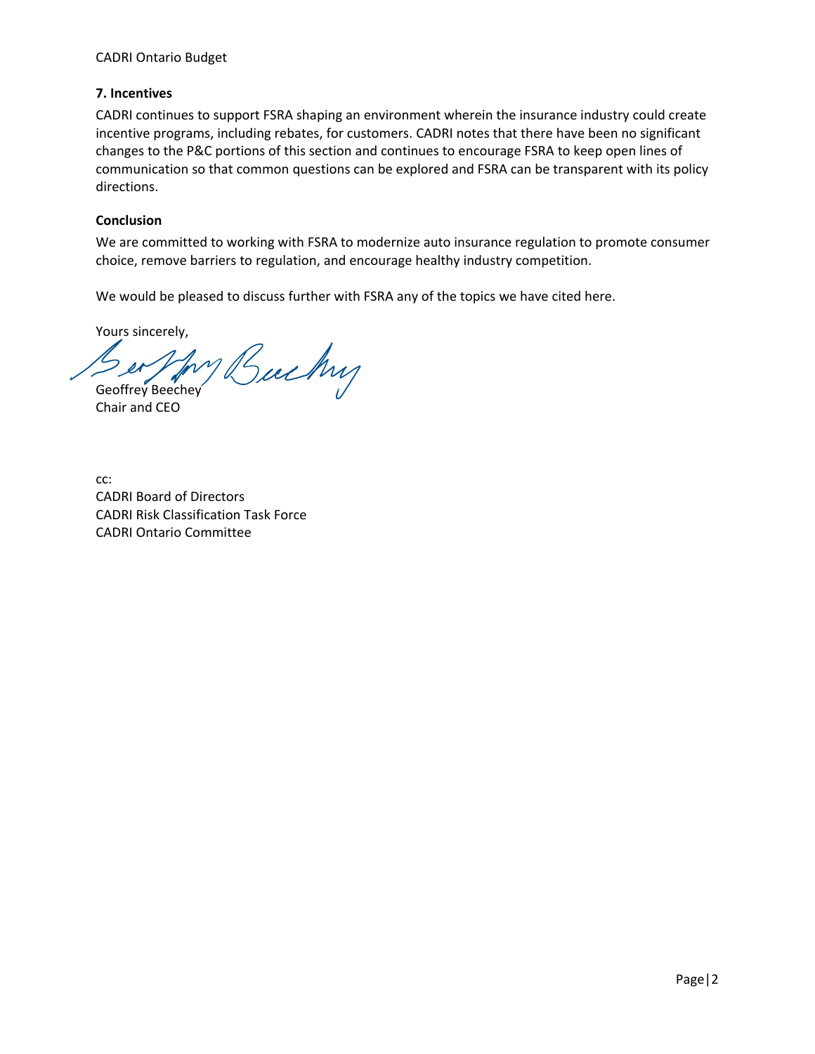### 7. Incentives

CADRI continues to support FSRA shaping an environment wherein the insurance industry could create incentive programs, including rebates, for customers. CADRI notes that there have been no significant changes to the P&C portions of this section and continues to encourage FSRA to keep open lines of communication so that common questions can be explored and FSRA can be transparent with its policy directions.

### Conclusion

We are committed to working with FSRA to modernize auto insurance regulation to promote consumer choice, remove barriers to regulation, and encourage healthy industry competition.

We would be pleased to discuss further with FSRA any of the topics we have cited here.

Yours sincerely,

Geoffrey Beechey
Chair and CEO

cc:
CADRI Board of Directors
CADRI Risk Classification Task Force
CADRI Ontario Committee